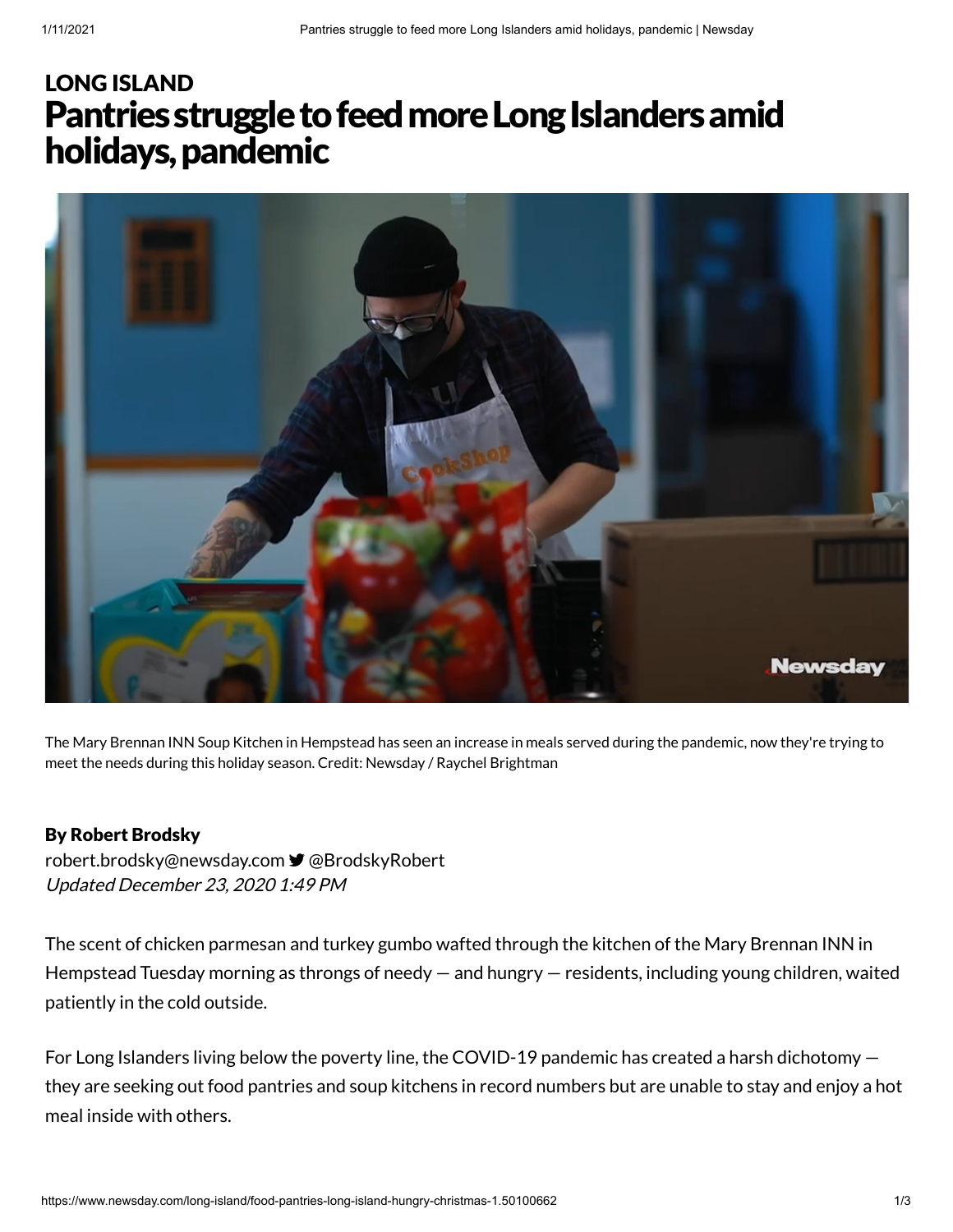LONG ISLAND

# Pantries struggle to feed more Long Islanders amid holidays, pandemic

The Mary Brennan INN Soup Kitchen in Hempstead has seen an increase in meals served during the pandemic, now they're trying to meet the needs during this holiday season. Credit: Newsday / Raychel Brightman

**By Robert Brodsky**

robert.brodsky@newsday.com @BrodskyRobert

*Updated December 23, 2020 1:49 PM*

The scent of chicken parmesan and turkey gumbo wafted through the kitchen of the Mary Brennan INN in Hempstead Tuesday morning as throngs of needy — and hungry — residents, including young children, waited patiently in the cold outside.

For Long Islanders living below the poverty line, the COVID-19 pandemic has created a harsh dichotomy — they are seeking out food pantries and soup kitchens in record numbers but are unable to stay and enjoy a hot meal inside with others.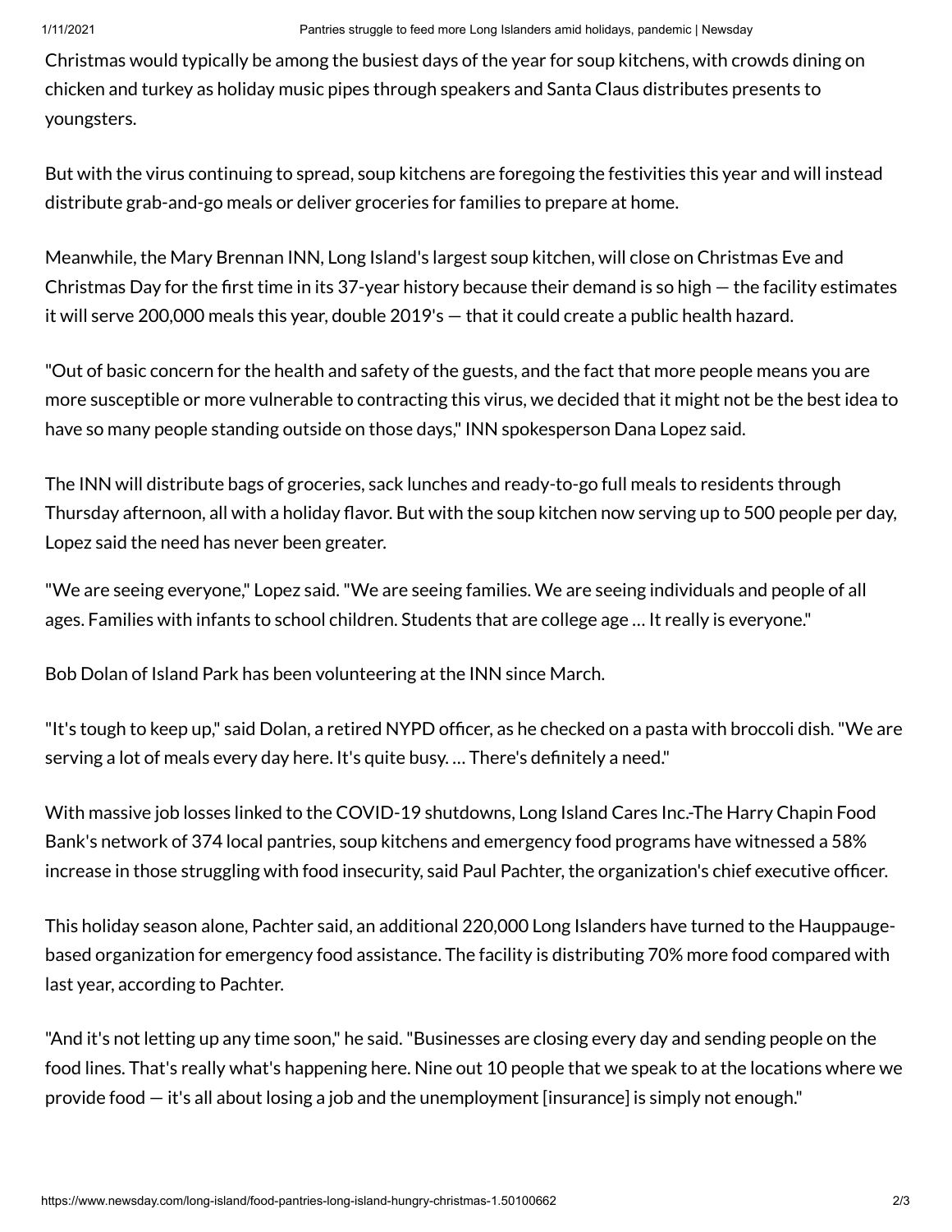Christmas would typically be among the busiest days of the year for soup kitchens, with crowds dining on chicken and turkey as holiday music pipes through speakers and Santa Claus distributes presents to youngsters.

But with the virus continuing to spread, soup kitchens are foregoing the festivities this year and will instead distribute grab-and-go meals or deliver groceries for families to prepare at home.

Meanwhile, the Mary Brennan INN, Long Island's largest soup kitchen, will close on Christmas Eve and Christmas Day for the first time in its 37-year history because their demand is so high — the facility estimates it will serve 200,000 meals this year, double 2019's — that it could create a public health hazard.

"Out of basic concern for the health and safety of the guests, and the fact that more people means you are more susceptible or more vulnerable to contracting this virus, we decided that it might not be the best idea to have so many people standing outside on those days," INN spokesperson Dana Lopez said.

The INN will distribute bags of groceries, sack lunches and ready-to-go full meals to residents through Thursday afternoon, all with a holiday flavor. But with the soup kitchen now serving up to 500 people per day, Lopez said the need has never been greater.

"We are seeing everyone," Lopez said. "We are seeing families. We are seeing individuals and people of all ages. Families with infants to school children. Students that are college age … It really is everyone."

Bob Dolan of Island Park has been volunteering at the INN since March.

"It's tough to keep up," said Dolan, a retired NYPD officer, as he checked on a pasta with broccoli dish. "We are serving a lot of meals every day here. It's quite busy. … There's definitely a need."

With massive job losses linked to the COVID-19 shutdowns, Long Island Cares Inc.-The Harry Chapin Food Bank's network of 374 local pantries, soup kitchens and emergency food programs have witnessed a 58% increase in those struggling with food insecurity, said Paul Pachter, the organization's chief executive officer.

This holiday season alone, Pachter said, an additional 220,000 Long Islanders have turned to the Hauppauge-based organization for emergency food assistance. The facility is distributing 70% more food compared with last year, according to Pachter.

"And it's not letting up any time soon," he said. "Businesses are closing every day and sending people on the food lines. That's really what's happening here. Nine out 10 people that we speak to at the locations where we provide food — it's all about losing a job and the unemployment [insurance] is simply not enough."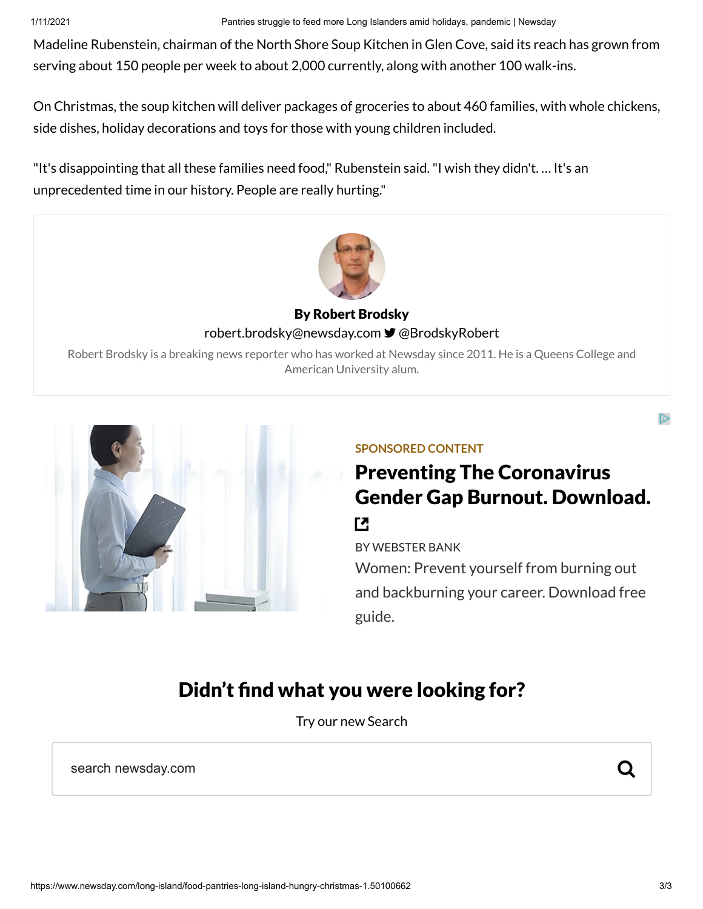Madeline Rubenstein, chairman of the North Shore Soup Kitchen in Glen Cove, said its reach has grown from serving about 150 people per week to about 2,000 currently, along with another 100 walk-ins.

On Christmas, the soup kitchen will deliver packages of groceries to about 460 families, with whole chickens, side dishes, holiday decorations and toys for those with young children included.

"It's disappointing that all these families need food," Rubenstein said. "I wish they didn't. … It's an unprecedented time in our history. People are really hurting."

**By Robert Brodsky**

robert.brodsky@newsday.com @BrodskyRobert

Robert Brodsky is a breaking news reporter who has worked at Newsday since 2011. He is a Queens College and American University alum.

SPONSORED CONTENT

## Preventing The Coronavirus Gender Gap Burnout. Download.

BY WEBSTER BANK

Women: Prevent yourself from burning out and backburning your career. Download free guide.

## Didn't find what you were looking for?

Try our new Search

search newsday.com